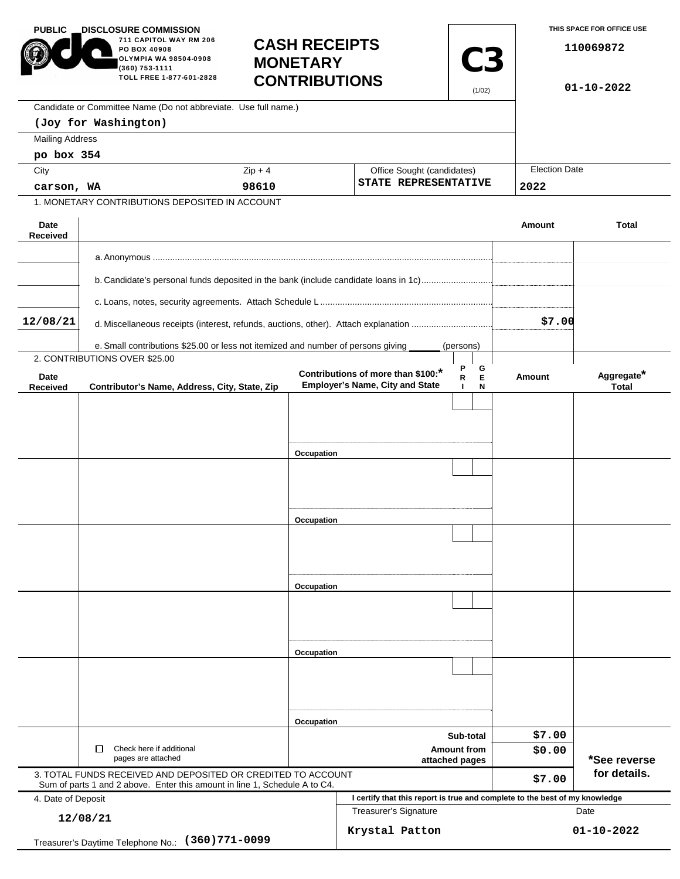PUBLIC DISCLOSURE COMMISSION
711 CAPITOL WAY RM 206
PO BOX 40908
OLYMPIA WA 98504-0908
(360) 753-1111
TOLL FREE 1-877-601-2828

# CASH RECEIPTS MONETARY CONTRIBUTIONS

**C3** (1/02)

THIS SPACE FOR OFFICE USE

110069872

01-10-2022

Candidate or Committee Name (Do not abbreviate. Use full name.)

**(Joy for Washington)**

Mailing Address

**po box 354**

| City | Zip + 4 | Office Sought (candidates) | Election Date |
|---|---|---|---|
| carson, WA | 98610 | STATE REPRESENTATIVE | 2022 |

1. MONETARY CONTRIBUTIONS DEPOSITED IN ACCOUNT

| Date Received | | Amount | Total |
|---|---|---|---|
| | a. Anonymous | | |
| | b. Candidate's personal funds deposited in the bank (include candidate loans in 1c) | | |
| | c. Loans, notes, security agreements. Attach Schedule L | | |
| 12/08/21 | d. Miscellaneous receipts (interest, refunds, auctions, other). Attach explanation | $7.00 | |
| | e. Small contributions $25.00 or less not itemized and number of persons giving ______ (persons) | | |

2. CONTRIBUTIONS OVER $25.00

| Date Received | Contributor's Name, Address, City, State, Zip | Contributions of more than $100:* Employer's Name, City and State | PRI | GEN | Amount | Aggregate* Total |
|---|---|---|---|---|---|---|
| | | Occupation | | | | |
| | | Occupation | | | | |
| | | Occupation | | | | |
| | | Occupation | | | | |
| | | Occupation | | | | |

| | | |
|---|---|---|
| ☐ Check here if additional pages are attached | Sub-total | $7.00 |
| | Amount from attached pages | $0.00 |
| 3. TOTAL FUNDS RECEIVED AND DEPOSITED OR CREDITED TO ACCOUNT Sum of parts 1 and 2 above. Enter this amount in line 1, Schedule A to C4. | | $7.00 |

*See reverse for details.

4. Date of Deposit

12/08/21

Treasurer's Daytime Telephone No.: (360)771-0099

I certify that this report is true and complete to the best of my knowledge

| Treasurer's Signature | Date |
|---|---|
| Krystal Patton | 01-10-2022 |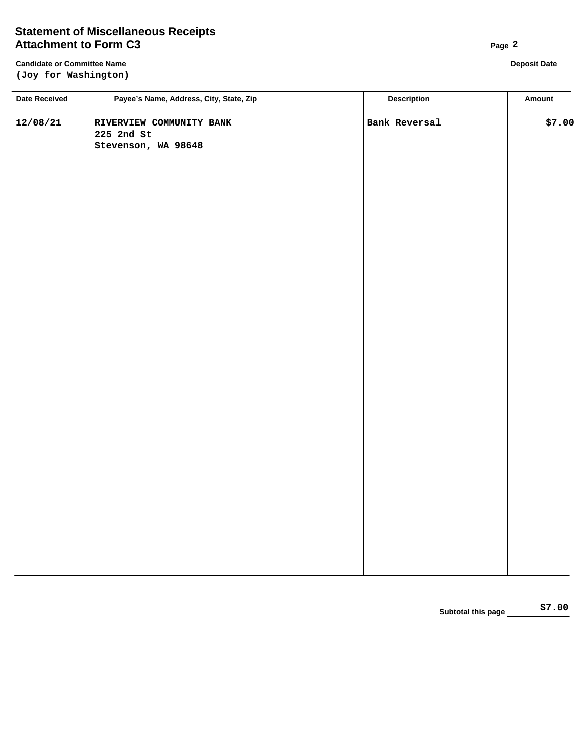# Statement of Miscellaneous Receipts
## Attachment to Form C3

Page 2

**Candidate or Committee Name**
(Joy for Washington)

**Deposit Date**

| Date Received | Payee's Name, Address, City, State, Zip | Description | Amount |
|---|---|---|---|
| 12/08/21 | RIVERVIEW COMMUNITY BANK<br>225 2nd St<br>Stevenson, WA 98648 | Bank Reversal | $7.00 |

Subtotal this page $7.00